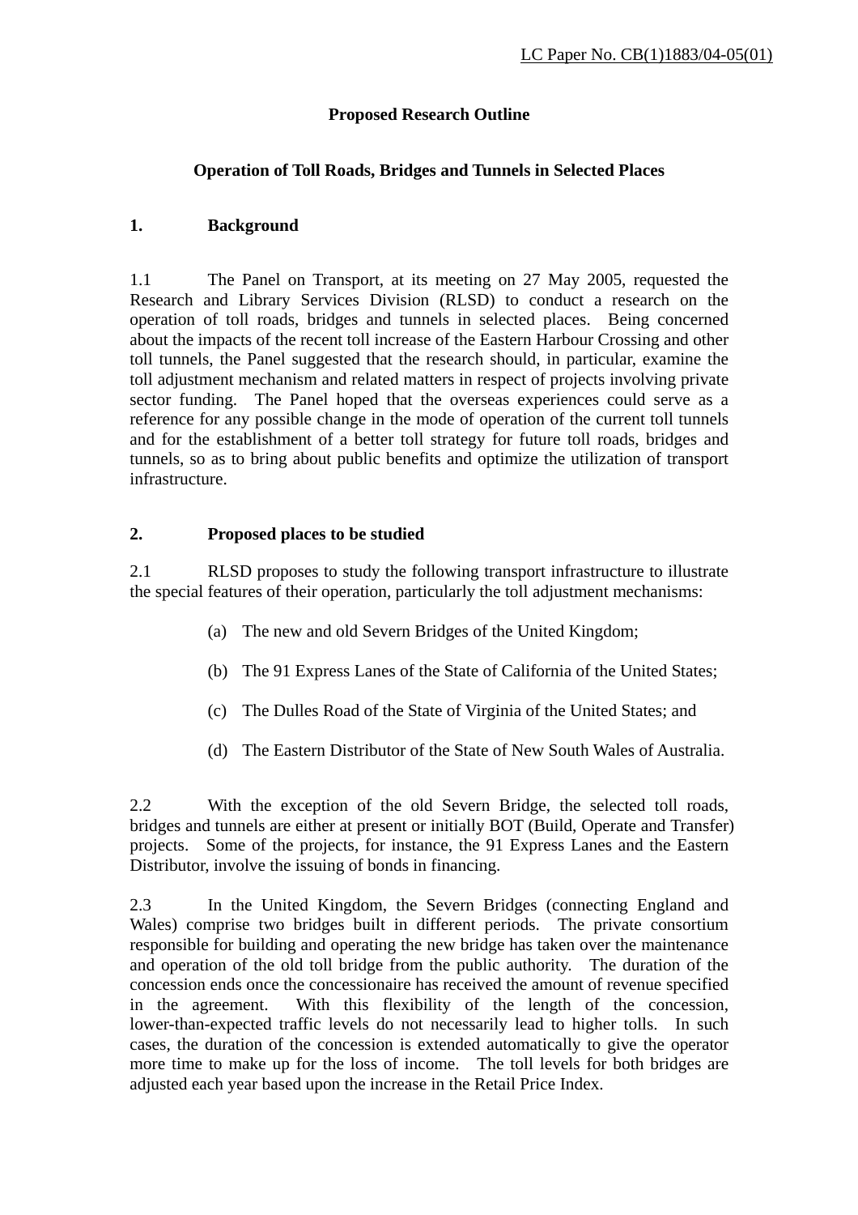LC Paper No. CB(1)1883/04-05(01)

# Proposed Research Outline

## Operation of Toll Roads, Bridges and Tunnels in Selected Places

### 1. Background

1.1 The Panel on Transport, at its meeting on 27 May 2005, requested the Research and Library Services Division (RLSD) to conduct a research on the operation of toll roads, bridges and tunnels in selected places. Being concerned about the impacts of the recent toll increase of the Eastern Harbour Crossing and other toll tunnels, the Panel suggested that the research should, in particular, examine the toll adjustment mechanism and related matters in respect of projects involving private sector funding. The Panel hoped that the overseas experiences could serve as a reference for any possible change in the mode of operation of the current toll tunnels and for the establishment of a better toll strategy for future toll roads, bridges and tunnels, so as to bring about public benefits and optimize the utilization of transport infrastructure.

### 2. Proposed places to be studied

2.1 RLSD proposes to study the following transport infrastructure to illustrate the special features of their operation, particularly the toll adjustment mechanisms:

(a) The new and old Severn Bridges of the United Kingdom;

(b) The 91 Express Lanes of the State of California of the United States;

(c) The Dulles Road of the State of Virginia of the United States; and

(d) The Eastern Distributor of the State of New South Wales of Australia.

2.2 With the exception of the old Severn Bridge, the selected toll roads, bridges and tunnels are either at present or initially BOT (Build, Operate and Transfer) projects. Some of the projects, for instance, the 91 Express Lanes and the Eastern Distributor, involve the issuing of bonds in financing.

2.3 In the United Kingdom, the Severn Bridges (connecting England and Wales) comprise two bridges built in different periods. The private consortium responsible for building and operating the new bridge has taken over the maintenance and operation of the old toll bridge from the public authority. The duration of the concession ends once the concessionaire has received the amount of revenue specified in the agreement. With this flexibility of the length of the concession, lower-than-expected traffic levels do not necessarily lead to higher tolls. In such cases, the duration of the concession is extended automatically to give the operator more time to make up for the loss of income. The toll levels for both bridges are adjusted each year based upon the increase in the Retail Price Index.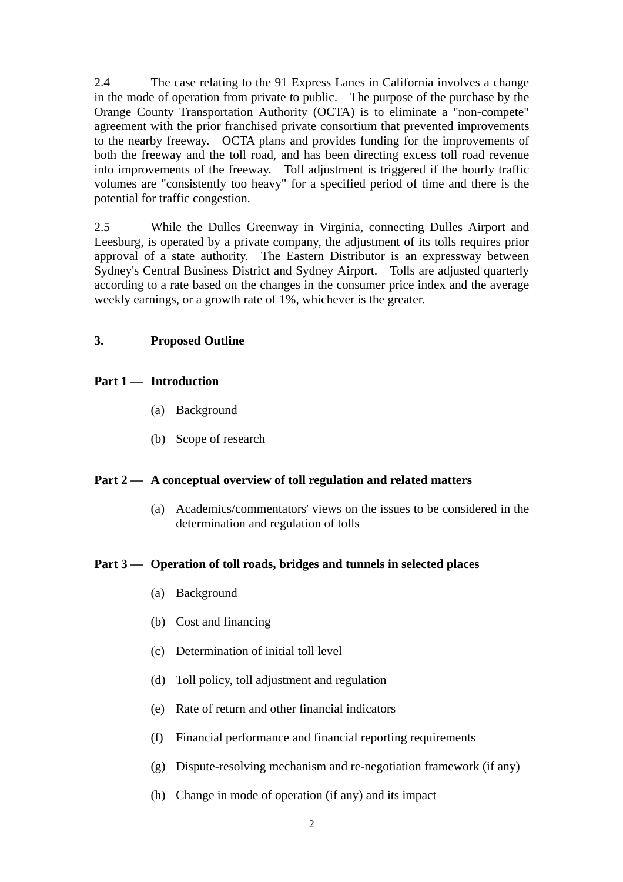2.4 The case relating to the 91 Express Lanes in California involves a change in the mode of operation from private to public. The purpose of the purchase by the Orange County Transportation Authority (OCTA) is to eliminate a "non-compete" agreement with the prior franchised private consortium that prevented improvements to the nearby freeway. OCTA plans and provides funding for the improvements of both the freeway and the toll road, and has been directing excess toll road revenue into improvements of the freeway. Toll adjustment is triggered if the hourly traffic volumes are "consistently too heavy" for a specified period of time and there is the potential for traffic congestion.

2.5 While the Dulles Greenway in Virginia, connecting Dulles Airport and Leesburg, is operated by a private company, the adjustment of its tolls requires prior approval of a state authority. The Eastern Distributor is an expressway between Sydney's Central Business District and Sydney Airport. Tolls are adjusted quarterly according to a rate based on the changes in the consumer price index and the average weekly earnings, or a growth rate of 1%, whichever is the greater.

## 3. Proposed Outline

### Part 1 — Introduction

(a) Background

(b) Scope of research

### Part 2 — A conceptual overview of toll regulation and related matters

(a) Academics/commentators' views on the issues to be considered in the determination and regulation of tolls

### Part 3 — Operation of toll roads, bridges and tunnels in selected places

(a) Background

(b) Cost and financing

(c) Determination of initial toll level

(d) Toll policy, toll adjustment and regulation

(e) Rate of return and other financial indicators

(f) Financial performance and financial reporting requirements

(g) Dispute-resolving mechanism and re-negotiation framework (if any)

(h) Change in mode of operation (if any) and its impact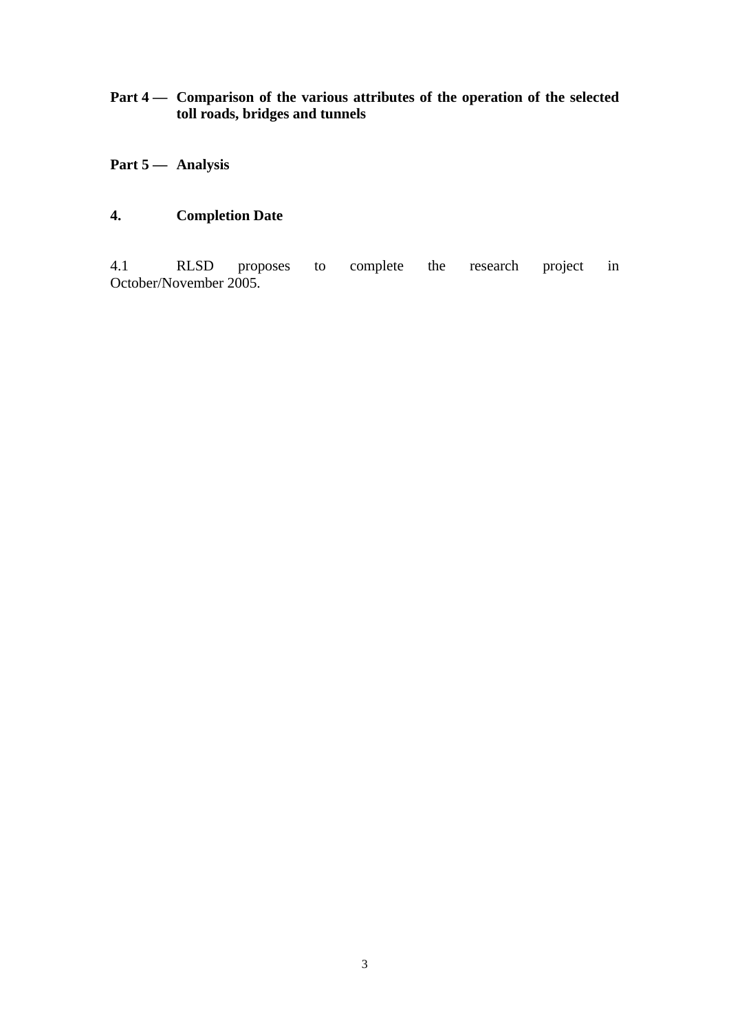**Part 4 — Comparison of the various attributes of the operation of the selected toll roads, bridges and tunnels**

**Part 5 — Analysis**

## 4. Completion Date

4.1 RLSD proposes to complete the research project in October/November 2005.